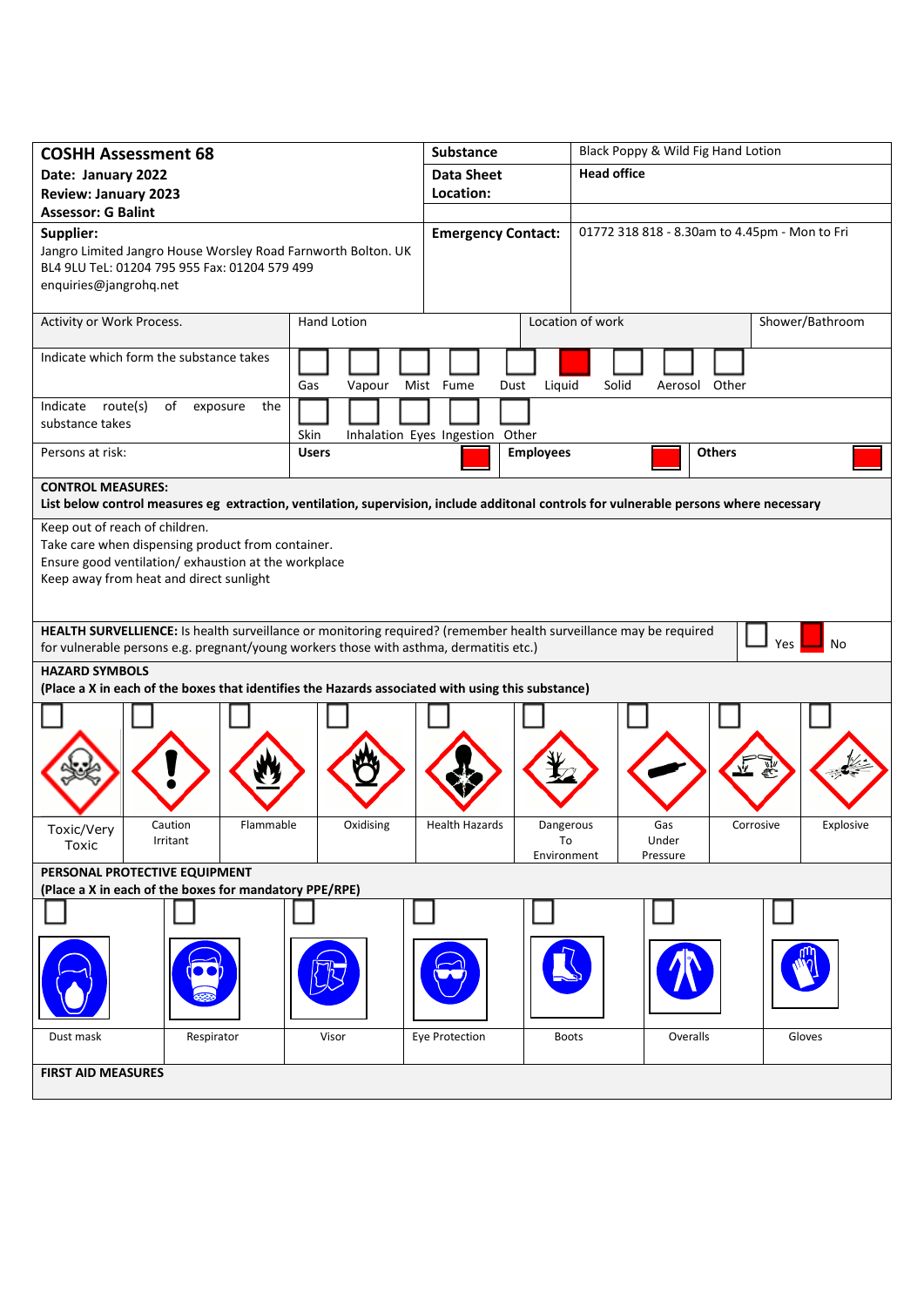| **COSHH Assessment 68** | **Substance** | Black Poppy & Wild Fig Hand Lotion |
|---|---|---|
| **Date: January 2022** | **Data Sheet Location:** | **Head office** |
| **Review: January 2023** | | |
| **Assessor: G Balint** | | |
| **Supplier:** Jangro Limited Jangro House Worsley Road Farnworth Bolton. UK BL4 9LU TeL: 01204 795 955 Fax: 01204 579 499 enquiries@jangrohq.net | **Emergency Contact:** | 01772 318 818 - 8.30am to 4.45pm - Mon to Fri |

| Activity or Work Process. | Hand Lotion | Location of work | Shower/Bathroom |
|---|---|---|---|

**Indicate which form the substance takes**

| Gas | Vapour | Mist | Fume | Dust | Liquid | Solid | Aerosol | Other |
|---|---|---|---|---|---|---|---|---|
| ☐ | ☐ | ☐ | ☐ | ☐ | ■ | ☐ | ☐ | ☐ |

**Indicate route(s) of exposure the substance takes**

| Skin | Inhalation | Eyes | Ingestion | Other |
|---|---|---|---|---|
| ☐ | ☐ | ☐ | ☐ | ☐ |

| Persons at risk: | **Users** | ■ | **Employees** | ■ | **Others** | ■ |
|---|---|---|---|---|---|---|

**CONTROL MEASURES:**
**List below control measures eg extraction, ventilation, supervision, include additonal controls for vulnerable persons where necessary**

Keep out of reach of children.
Take care when dispensing product from container.
Ensure good ventilation/ exhaustion at the workplace
Keep away from heat and direct sunlight

**HEALTH SURVELLIENCE:** Is health surveillance or monitoring required? (remember health surveillance may be required for vulnerable persons e.g. pregnant/young workers those with asthma, dermatitis etc.) ☐ Yes ■ No

**HAZARD SYMBOLS**
**(Place a X in each of the boxes that identifies the Hazards associated with using this substance)**

| Toxic/Very Toxic | Caution Irritant | Flammable | Oxidising | Health Hazards | Dangerous To Environment | Gas Under Pressure | Corrosive | Explosive |
|---|---|---|---|---|---|---|---|---|
| ☐ | ☐ | ☐ | ☐ | ☐ | ☐ | ☐ | ☐ | ☐ |

**PERSONAL PROTECTIVE EQUIPMENT**
**(Place a X in each of the boxes for mandatory PPE/RPE)**

| Dust mask | Respirator | Visor | Eye Protection | Boots | Overalls | Gloves |
|---|---|---|---|---|---|---|
| ☐ | ☐ | ☐ | ☐ | ☐ | ☐ | ☐ |

**FIRST AID MEASURES**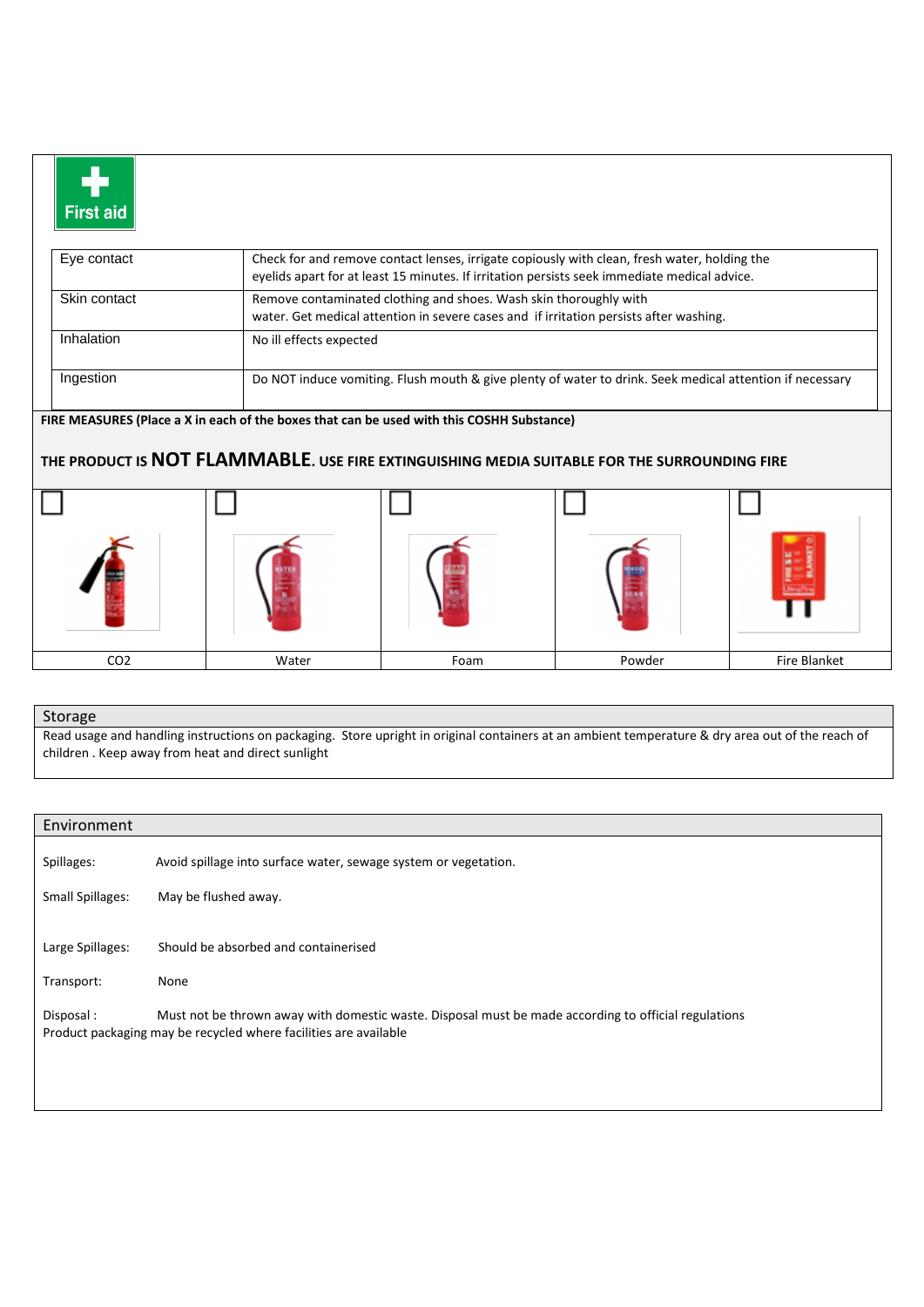First aid

| | |
|---|---|
| Eye contact | Check for and remove contact lenses, irrigate copiously with clean, fresh water, holding the eyelids apart for at least 15 minutes. If irritation persists seek immediate medical advice. |
| Skin contact | Remove contaminated clothing and shoes. Wash skin thoroughly with water. Get medical attention in severe cases and if irritation persists after washing. |
| Inhalation | No ill effects expected |
| Ingestion | Do NOT induce vomiting. Flush mouth & give plenty of water to drink. Seek medical attention if necessary |

**FIRE MEASURES (Place a X in each of the boxes that can be used with this COSHH Substance)**

**THE PRODUCT IS NOT FLAMMABLE. USE FIRE EXTINGUISHING MEDIA SUITABLE FOR THE SURROUNDING FIRE**

| ☐ | ☐ | ☐ | ☐ | ☐ |
|---|---|---|---|---|
| CO2 | Water | Foam | Powder | Fire Blanket |

## Storage

Read usage and handling instructions on packaging. Store upright in original containers at an ambient temperature & dry area out of the reach of children . Keep away from heat and direct sunlight

## Environment

Spillages: Avoid spillage into surface water, sewage system or vegetation.

Small Spillages: May be flushed away.

Large Spillages: Should be absorbed and containerised

Transport: None

Disposal : Must not be thrown away with domestic waste. Disposal must be made according to official regulations
Product packaging may be recycled where facilities are available